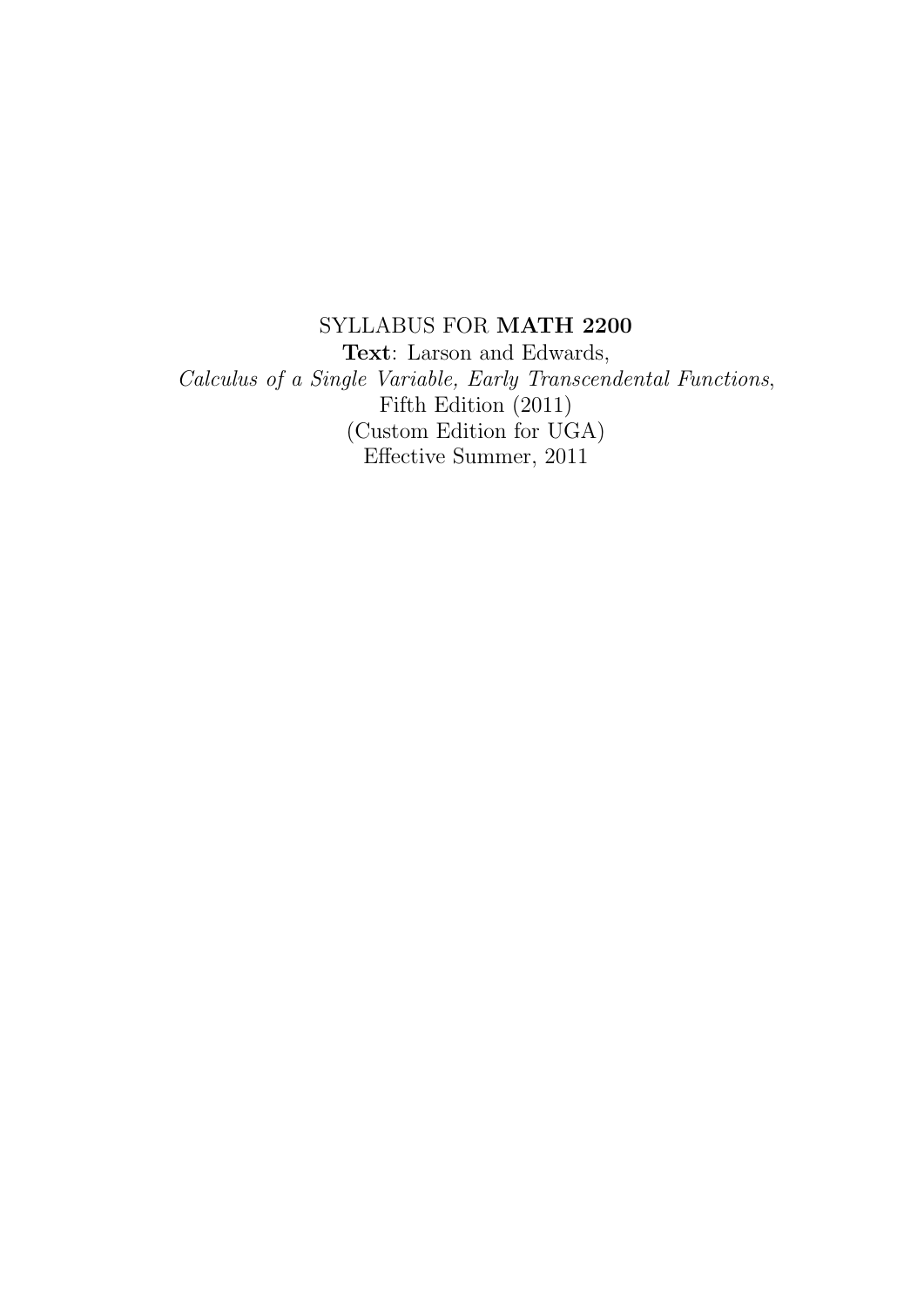SYLLABUS FOR **MATH 2200**

**Text**: Larson and Edwards,

*Calculus of a Single Variable, Early Transcendental Functions*,

Fifth Edition (2011)

(Custom Edition for UGA)

Effective Summer, 2011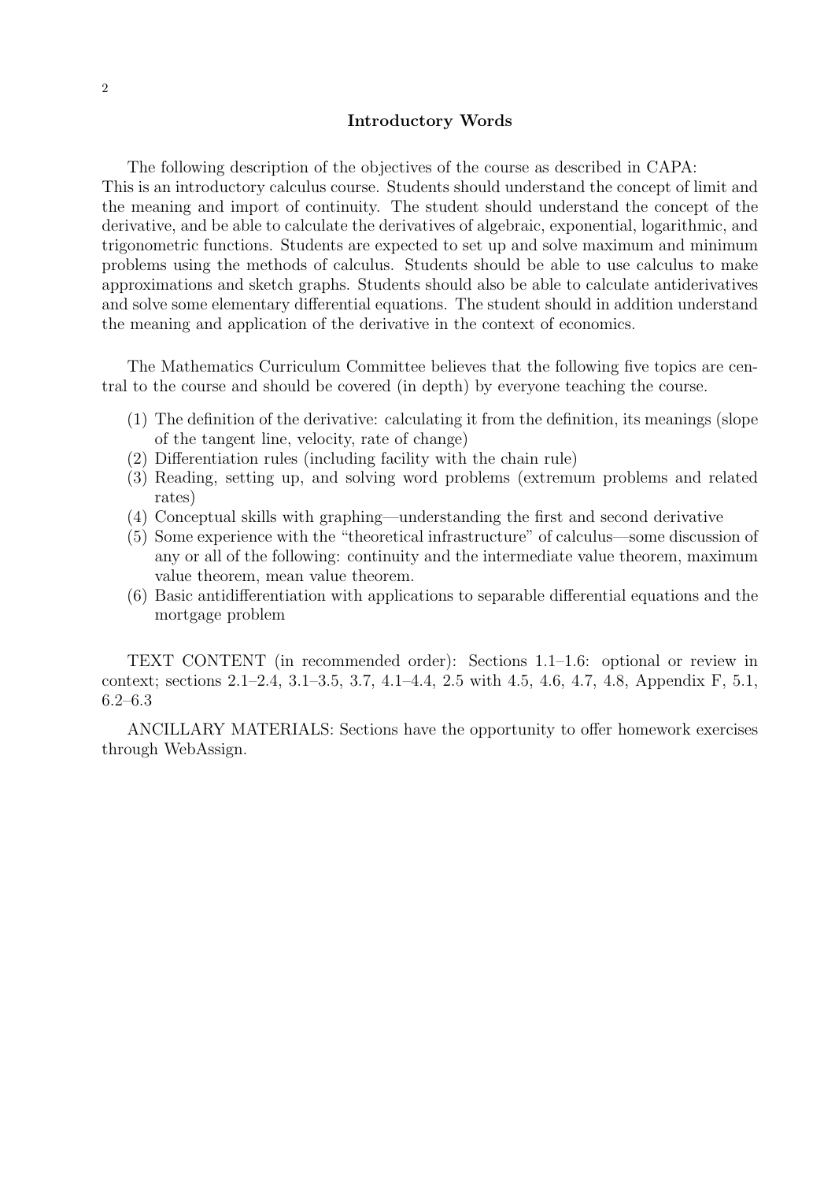## Introductory Words

The following description of the objectives of the course as described in CAPA:
This is an introductory calculus course. Students should understand the concept of limit and the meaning and import of continuity. The student should understand the concept of the derivative, and be able to calculate the derivatives of algebraic, exponential, logarithmic, and trigonometric functions. Students are expected to set up and solve maximum and minimum problems using the methods of calculus. Students should be able to use calculus to make approximations and sketch graphs. Students should also be able to calculate antiderivatives and solve some elementary differential equations. The student should in addition understand the meaning and application of the derivative in the context of economics.

The Mathematics Curriculum Committee believes that the following five topics are central to the course and should be covered (in depth) by everyone teaching the course.

(1) The definition of the derivative: calculating it from the definition, its meanings (slope of the tangent line, velocity, rate of change)
(2) Differentiation rules (including facility with the chain rule)
(3) Reading, setting up, and solving word problems (extremum problems and related rates)
(4) Conceptual skills with graphing—understanding the first and second derivative
(5) Some experience with the "theoretical infrastructure" of calculus—some discussion of any or all of the following: continuity and the intermediate value theorem, maximum value theorem, mean value theorem.
(6) Basic antidifferentiation with applications to separable differential equations and the mortgage problem

TEXT CONTENT (in recommended order): Sections 1.1–1.6: optional or review in context; sections 2.1–2.4, 3.1–3.5, 3.7, 4.1–4.4, 2.5 with 4.5, 4.6, 4.7, 4.8, Appendix F, 5.1, 6.2–6.3

ANCILLARY MATERIALS: Sections have the opportunity to offer homework exercises through WebAssign.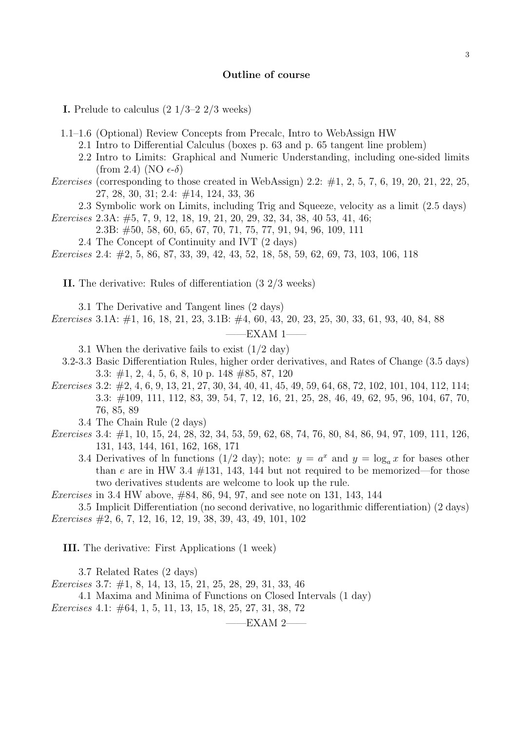## Outline of course

**I.** Prelude to calculus (2 1/3–2 2/3 weeks)

1.1–1.6 (Optional) Review Concepts from Precalc, Intro to WebAssign HW

2.1 Intro to Differential Calculus (boxes p. 63 and p. 65 tangent line problem)

2.2 Intro to Limits: Graphical and Numeric Understanding, including one-sided limits (from 2.4) (NO $\epsilon$-$\delta$)

*Exercises* (corresponding to those created in WebAssign) 2.2: #1, 2, 5, 7, 6, 19, 20, 21, 22, 25, 27, 28, 30, 31; 2.4: #14, 124, 33, 36

2.3 Symbolic work on Limits, including Trig and Squeeze, velocity as a limit (2.5 days)

*Exercises* 2.3A: #5, 7, 9, 12, 18, 19, 21, 20, 29, 32, 34, 38, 40 53, 41, 46;
2.3B: #50, 58, 60, 65, 67, 70, 71, 75, 77, 91, 94, 96, 109, 111

2.4 The Concept of Continuity and IVT (2 days)

*Exercises* 2.4: #2, 5, 86, 87, 33, 39, 42, 43, 52, 18, 58, 59, 62, 69, 73, 103, 106, 118

**II.** The derivative: Rules of differentiation (3 2/3 weeks)

3.1 The Derivative and Tangent lines (2 days)

*Exercises* 3.1A: #1, 16, 18, 21, 23, 3.1B: #4, 60, 43, 20, 23, 25, 30, 33, 61, 93, 40, 84, 88

——EXAM 1——

3.1 When the derivative fails to exist (1/2 day)

3.2-3.3 Basic Differentiation Rules, higher order derivatives, and Rates of Change (3.5 days)
3.3: #1, 2, 4, 5, 6, 8, 10 p. 148 #85, 87, 120

*Exercises* 3.2: #2, 4, 6, 9, 13, 21, 27, 30, 34, 40, 41, 45, 49, 59, 64, 68, 72, 102, 101, 104, 112, 114;
3.3: #109, 111, 112, 83, 39, 54, 7, 12, 16, 21, 25, 28, 46, 49, 62, 95, 96, 104, 67, 70, 76, 85, 89

3.4 The Chain Rule (2 days)

*Exercises* 3.4: #1, 10, 15, 24, 28, 32, 34, 53, 59, 62, 68, 74, 76, 80, 84, 86, 94, 97, 109, 111, 126, 131, 143, 144, 161, 162, 168, 171

3.4 Derivatives of ln functions (1/2 day); note: $y = a^x$ and $y = \log_a x$ for bases other than $e$ are in HW 3.4 #131, 143, 144 but not required to be memorized—for those two derivatives students are welcome to look up the rule.

*Exercises* in 3.4 HW above, #84, 86, 94, 97, and see note on 131, 143, 144

3.5 Implicit Differentiation (no second derivative, no logarithmic differentiation) (2 days)

*Exercises* #2, 6, 7, 12, 16, 12, 19, 38, 39, 43, 49, 101, 102

**III.** The derivative: First Applications (1 week)

3.7 Related Rates (2 days)

*Exercises* 3.7: #1, 8, 14, 13, 15, 21, 25, 28, 29, 31, 33, 46

4.1 Maxima and Minima of Functions on Closed Intervals (1 day)

*Exercises* 4.1: #64, 1, 5, 11, 13, 15, 18, 25, 27, 31, 38, 72

——EXAM 2——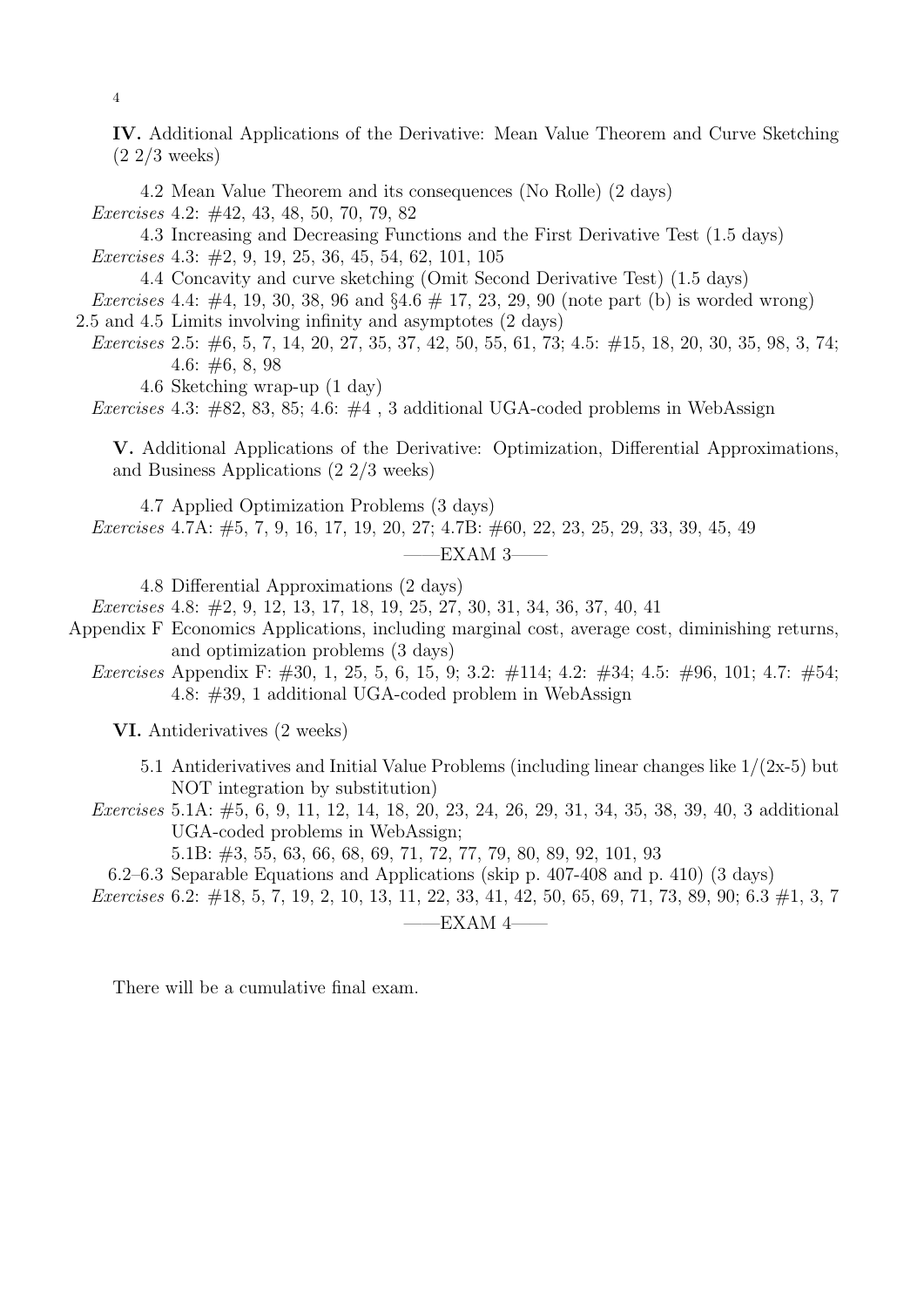**IV.** Additional Applications of the Derivative: Mean Value Theorem and Curve Sketching (2 2/3 weeks)

4.2 Mean Value Theorem and its consequences (No Rolle) (2 days)

*Exercises* 4.2: #42, 43, 48, 50, 70, 79, 82

4.3 Increasing and Decreasing Functions and the First Derivative Test (1.5 days)

*Exercises* 4.3: #2, 9, 19, 25, 36, 45, 54, 62, 101, 105

4.4 Concavity and curve sketching (Omit Second Derivative Test) (1.5 days)

*Exercises* 4.4: #4, 19, 30, 38, 96 and §4.6 # 17, 23, 29, 90 (note part (b) is worded wrong)

2.5 and 4.5 Limits involving infinity and asymptotes (2 days)

*Exercises* 2.5: #6, 5, 7, 14, 20, 27, 35, 37, 42, 50, 55, 61, 73; 4.5: #15, 18, 20, 30, 35, 98, 3, 74; 4.6: #6, 8, 98

4.6 Sketching wrap-up (1 day)

*Exercises* 4.3: #82, 83, 85; 4.6: #4 , 3 additional UGA-coded problems in WebAssign

**V.** Additional Applications of the Derivative: Optimization, Differential Approximations, and Business Applications (2 2/3 weeks)

4.7 Applied Optimization Problems (3 days)

*Exercises* 4.7A: #5, 7, 9, 16, 17, 19, 20, 27; 4.7B: #60, 22, 23, 25, 29, 33, 39, 45, 49

——EXAM 3——

4.8 Differential Approximations (2 days)

*Exercises* 4.8: #2, 9, 12, 13, 17, 18, 19, 25, 27, 30, 31, 34, 36, 37, 40, 41

Appendix F Economics Applications, including marginal cost, average cost, diminishing returns, and optimization problems (3 days)

*Exercises* Appendix F: #30, 1, 25, 5, 6, 15, 9; 3.2: #114; 4.2: #34; 4.5: #96, 101; 4.7: #54; 4.8: #39, 1 additional UGA-coded problem in WebAssign

**VI.** Antiderivatives (2 weeks)

5.1 Antiderivatives and Initial Value Problems (including linear changes like $1/(2x-5)$ but NOT integration by substitution)

*Exercises* 5.1A: #5, 6, 9, 11, 12, 14, 18, 20, 23, 24, 26, 29, 31, 34, 35, 38, 39, 40, 3 additional UGA-coded problems in WebAssign;

5.1B: #3, 55, 63, 66, 68, 69, 71, 72, 77, 79, 80, 89, 92, 101, 93

6.2–6.3 Separable Equations and Applications (skip p. 407-408 and p. 410) (3 days)

*Exercises* 6.2: #18, 5, 7, 19, 2, 10, 13, 11, 22, 33, 41, 42, 50, 65, 69, 71, 73, 89, 90; 6.3 #1, 3, 7

——EXAM 4——

There will be a cumulative final exam.